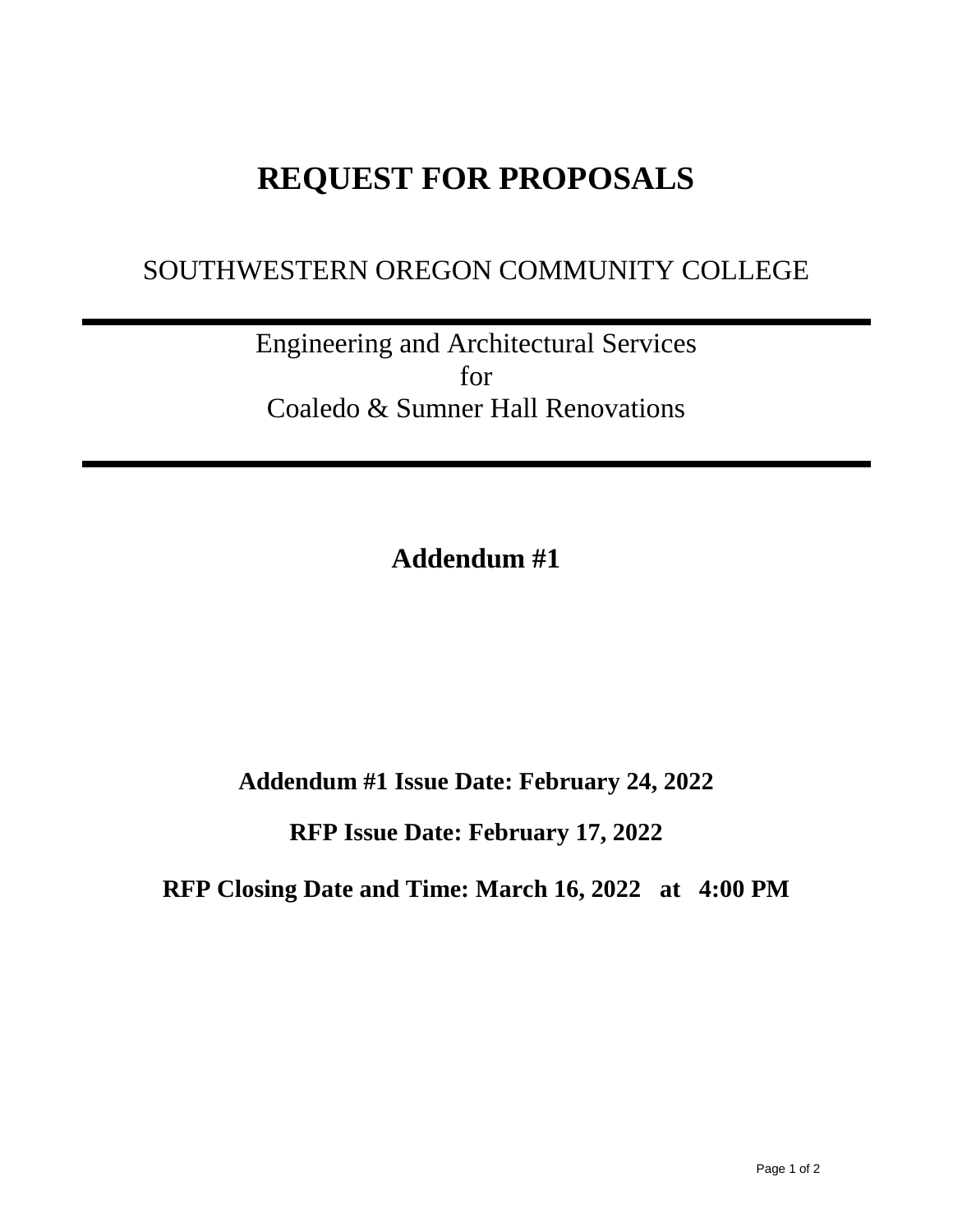# REQUEST FOR PROPOSALS

## SOUTHWESTERN OREGON COMMUNITY COLLEGE

---

Engineering and Architectural Services
for
Coaledo & Sumner Hall Renovations

---

## Addendum #1

**Addendum #1 Issue Date: February 24, 2022**

**RFP Issue Date: February 17, 2022**

**RFP Closing Date and Time: March 16, 2022 at 4:00 PM**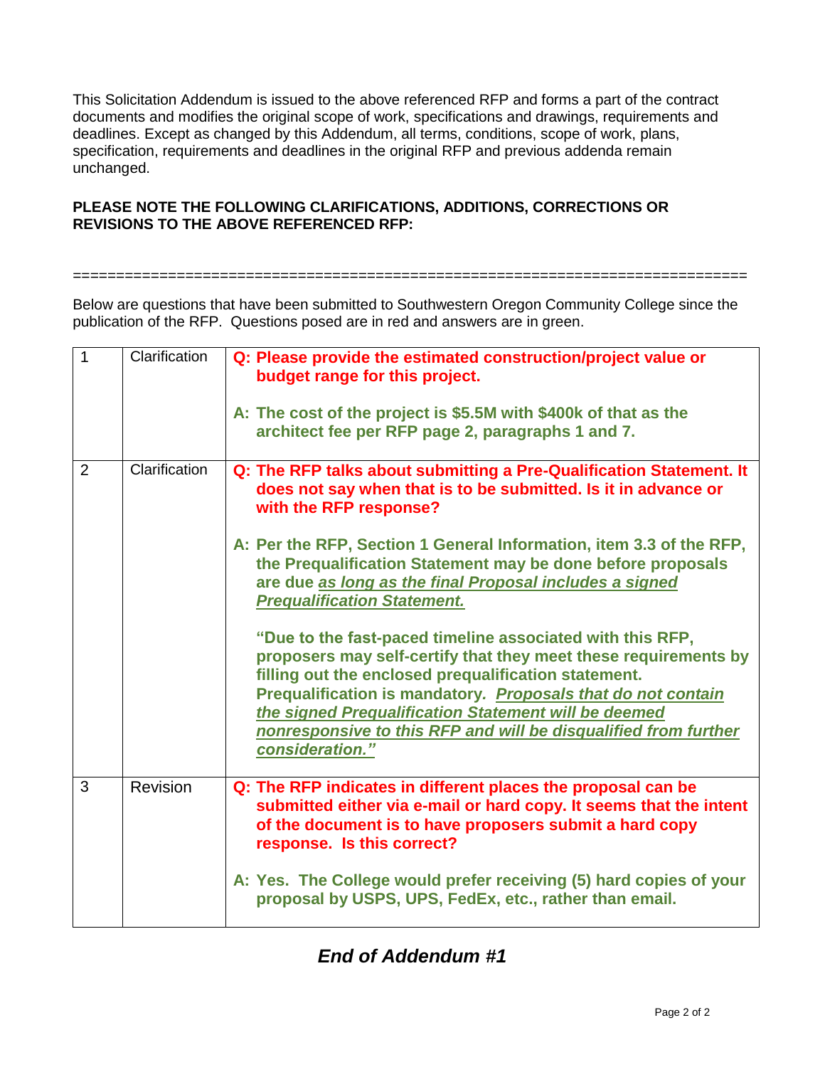This Solicitation Addendum is issued to the above referenced RFP and forms a part of the contract documents and modifies the original scope of work, specifications and drawings, requirements and deadlines. Except as changed by this Addendum, all terms, conditions, scope of work, plans, specification, requirements and deadlines in the original RFP and previous addenda remain unchanged.

**PLEASE NOTE THE FOLLOWING CLARIFICATIONS, ADDITIONS, CORRECTIONS OR REVISIONS TO THE ABOVE REFERENCED RFP:**

===============================================================================

Below are questions that have been submitted to Southwestern Oregon Community College since the publication of the RFP. Questions posed are in red and answers are in green.

| | | |
|---|---|---|
| 1 | Clarification | **Q: Please provide the estimated construction/project value or budget range for this project.**<br><br>**A: The cost of the project is $5.5M with $400k of that as the architect fee per RFP page 2, paragraphs 1 and 7.** |
| 2 | Clarification | **Q: The RFP talks about submitting a Pre-Qualification Statement. It does not say when that is to be submitted. Is it in advance or with the RFP response?**<br><br>**A: Per the RFP, Section 1 General Information, item 3.3 of the RFP, the Prequalification Statement may be done before proposals are due *as long as the final Proposal includes a signed Prequalification Statement.***<br><br>**"Due to the fast-paced timeline associated with this RFP, proposers may self-certify that they meet these requirements by filling out the enclosed prequalification statement. Prequalification is mandatory*. Proposals that do not contain the signed Prequalification Statement will be deemed nonresponsive to this RFP and will be disqualified from further consideration."*** |
| 3 | Revision | **Q: The RFP indicates in different places the proposal can be submitted either via e-mail or hard copy. It seems that the intent of the document is to have proposers submit a hard copy response. Is this correct?**<br><br>**A: Yes. The College would prefer receiving (5) hard copies of your proposal by USPS, UPS, FedEx, etc., rather than email.** |

***End of Addendum #1***